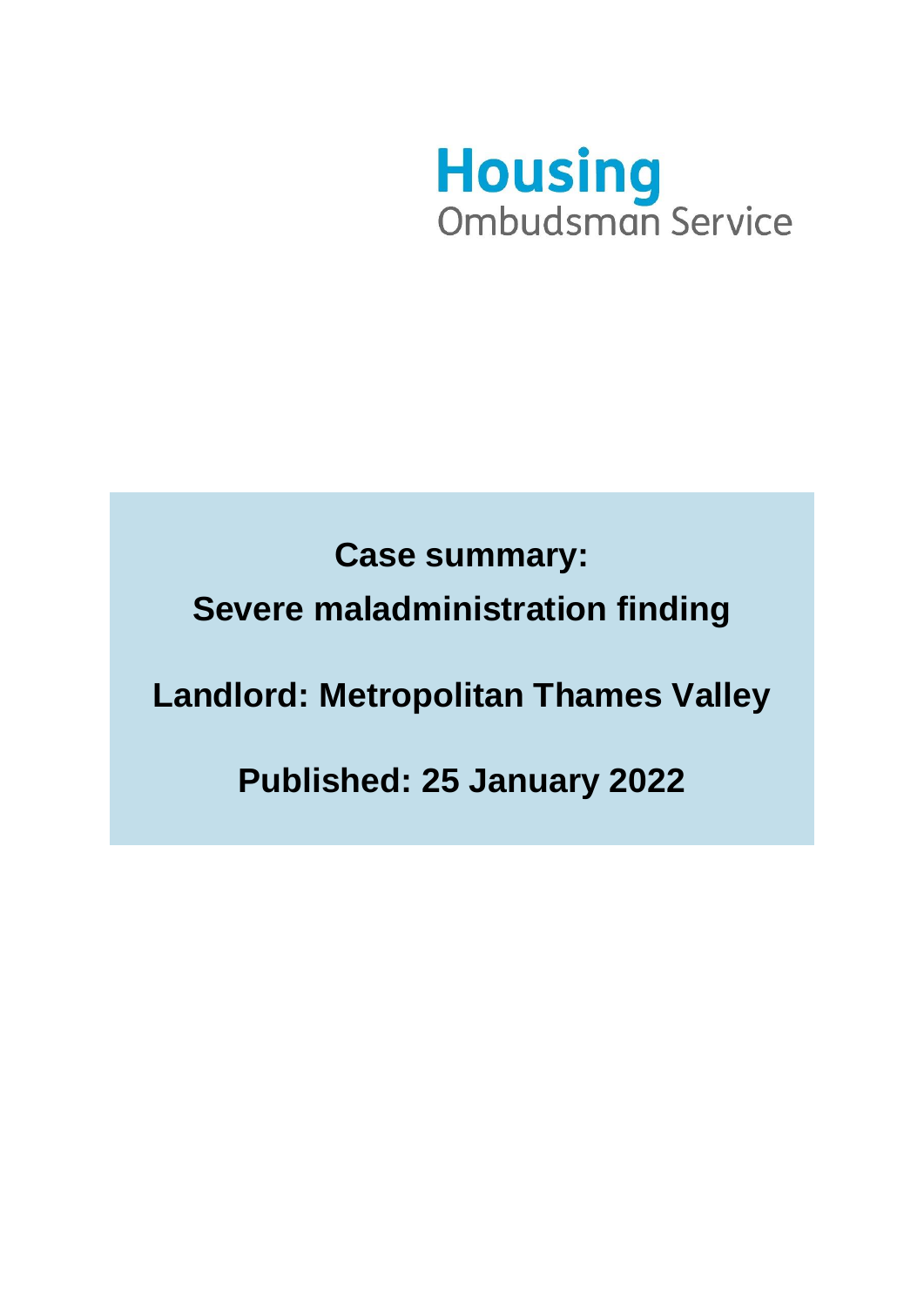Housing Ombudsman Service

# Case summary:

# Severe maladministration finding

## Landlord: Metropolitan Thames Valley

## Published: 25 January 2022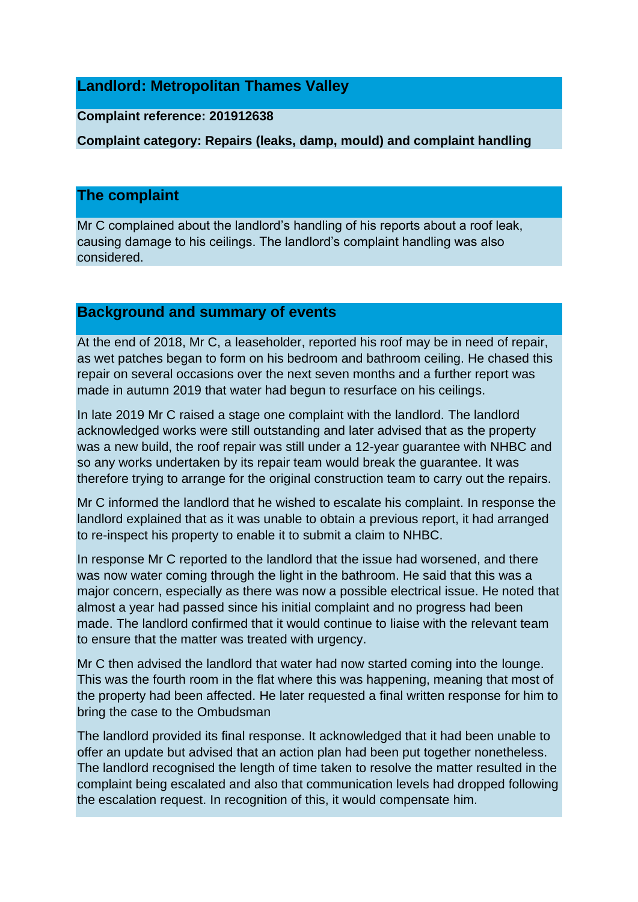## Landlord: Metropolitan Thames Valley

**Complaint reference: 201912638**

**Complaint category: Repairs (leaks, damp, mould) and complaint handling**

## The complaint

Mr C complained about the landlord's handling of his reports about a roof leak, causing damage to his ceilings. The landlord's complaint handling was also considered.

## Background and summary of events

At the end of 2018, Mr C, a leaseholder, reported his roof may be in need of repair, as wet patches began to form on his bedroom and bathroom ceiling. He chased this repair on several occasions over the next seven months and a further report was made in autumn 2019 that water had begun to resurface on his ceilings.

In late 2019 Mr C raised a stage one complaint with the landlord. The landlord acknowledged works were still outstanding and later advised that as the property was a new build, the roof repair was still under a 12-year guarantee with NHBC and so any works undertaken by its repair team would break the guarantee. It was therefore trying to arrange for the original construction team to carry out the repairs.

Mr C informed the landlord that he wished to escalate his complaint. In response the landlord explained that as it was unable to obtain a previous report, it had arranged to re-inspect his property to enable it to submit a claim to NHBC.

In response Mr C reported to the landlord that the issue had worsened, and there was now water coming through the light in the bathroom. He said that this was a major concern, especially as there was now a possible electrical issue. He noted that almost a year had passed since his initial complaint and no progress had been made. The landlord confirmed that it would continue to liaise with the relevant team to ensure that the matter was treated with urgency.

Mr C then advised the landlord that water had now started coming into the lounge. This was the fourth room in the flat where this was happening, meaning that most of the property had been affected. He later requested a final written response for him to bring the case to the Ombudsman

The landlord provided its final response. It acknowledged that it had been unable to offer an update but advised that an action plan had been put together nonetheless. The landlord recognised the length of time taken to resolve the matter resulted in the complaint being escalated and also that communication levels had dropped following the escalation request. In recognition of this, it would compensate him.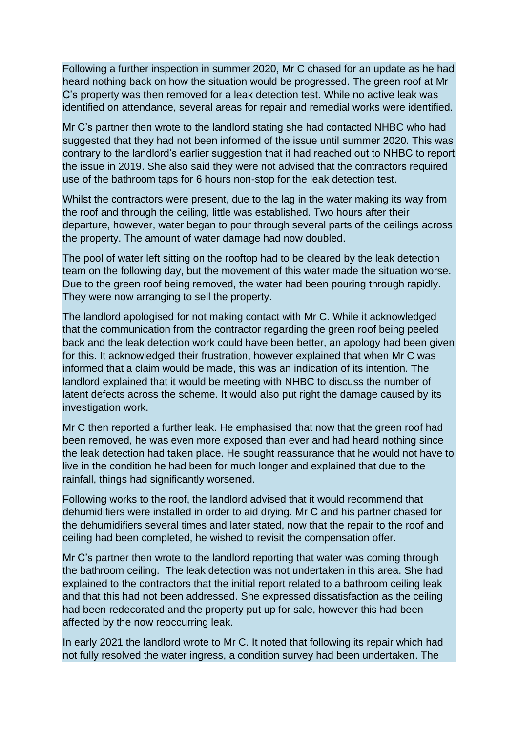Following a further inspection in summer 2020, Mr C chased for an update as he had heard nothing back on how the situation would be progressed. The green roof at Mr C's property was then removed for a leak detection test. While no active leak was identified on attendance, several areas for repair and remedial works were identified.

Mr C's partner then wrote to the landlord stating she had contacted NHBC who had suggested that they had not been informed of the issue until summer 2020. This was contrary to the landlord's earlier suggestion that it had reached out to NHBC to report the issue in 2019. She also said they were not advised that the contractors required use of the bathroom taps for 6 hours non-stop for the leak detection test.

Whilst the contractors were present, due to the lag in the water making its way from the roof and through the ceiling, little was established. Two hours after their departure, however, water began to pour through several parts of the ceilings across the property. The amount of water damage had now doubled.

The pool of water left sitting on the rooftop had to be cleared by the leak detection team on the following day, but the movement of this water made the situation worse. Due to the green roof being removed, the water had been pouring through rapidly. They were now arranging to sell the property.

The landlord apologised for not making contact with Mr C. While it acknowledged that the communication from the contractor regarding the green roof being peeled back and the leak detection work could have been better, an apology had been given for this. It acknowledged their frustration, however explained that when Mr C was informed that a claim would be made, this was an indication of its intention. The landlord explained that it would be meeting with NHBC to discuss the number of latent defects across the scheme. It would also put right the damage caused by its investigation work.

Mr C then reported a further leak. He emphasised that now that the green roof had been removed, he was even more exposed than ever and had heard nothing since the leak detection had taken place. He sought reassurance that he would not have to live in the condition he had been for much longer and explained that due to the rainfall, things had significantly worsened.

Following works to the roof, the landlord advised that it would recommend that dehumidifiers were installed in order to aid drying. Mr C and his partner chased for the dehumidifiers several times and later stated, now that the repair to the roof and ceiling had been completed, he wished to revisit the compensation offer.

Mr C's partner then wrote to the landlord reporting that water was coming through the bathroom ceiling. The leak detection was not undertaken in this area. She had explained to the contractors that the initial report related to a bathroom ceiling leak and that this had not been addressed. She expressed dissatisfaction as the ceiling had been redecorated and the property put up for sale, however this had been affected by the now reoccurring leak.

In early 2021 the landlord wrote to Mr C. It noted that following its repair which had not fully resolved the water ingress, a condition survey had been undertaken. The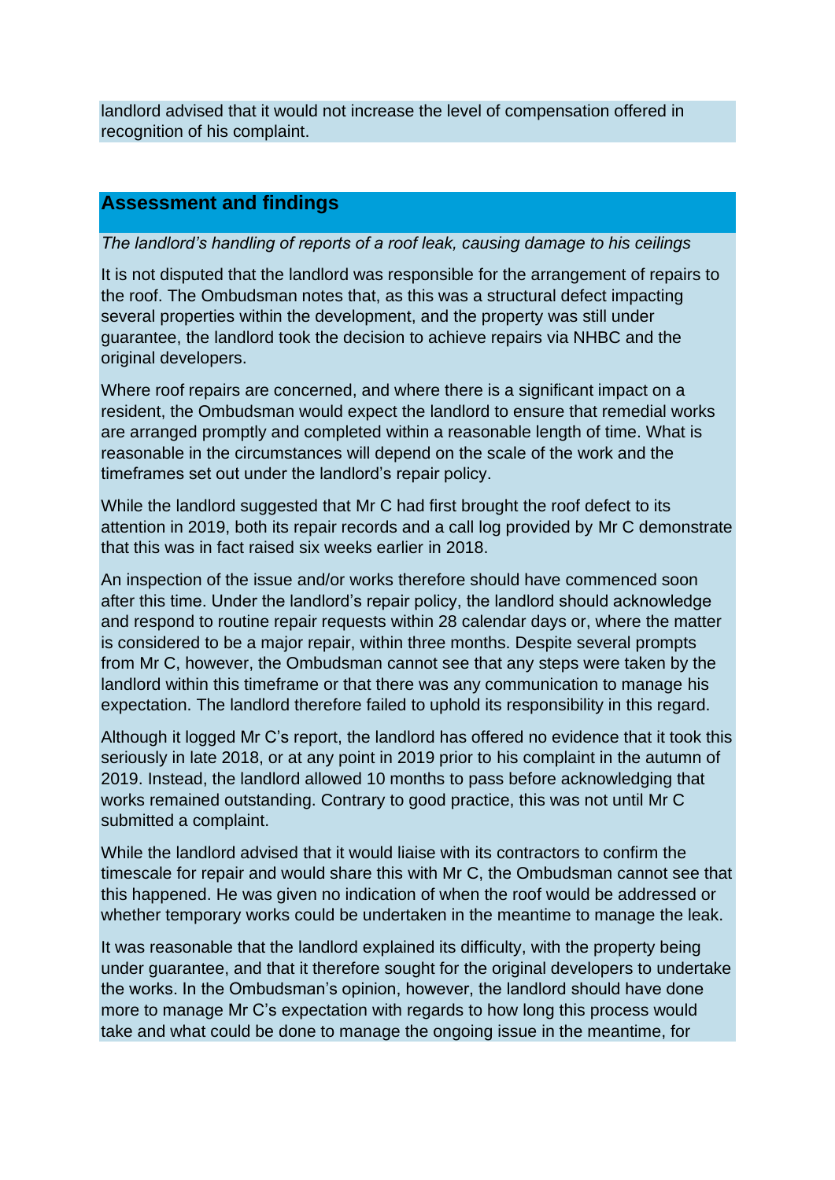landlord advised that it would not increase the level of compensation offered in recognition of his complaint.

## Assessment and findings

*The landlord's handling of reports of a roof leak, causing damage to his ceilings*

It is not disputed that the landlord was responsible for the arrangement of repairs to the roof. The Ombudsman notes that, as this was a structural defect impacting several properties within the development, and the property was still under guarantee, the landlord took the decision to achieve repairs via NHBC and the original developers.

Where roof repairs are concerned, and where there is a significant impact on a resident, the Ombudsman would expect the landlord to ensure that remedial works are arranged promptly and completed within a reasonable length of time. What is reasonable in the circumstances will depend on the scale of the work and the timeframes set out under the landlord's repair policy.

While the landlord suggested that Mr C had first brought the roof defect to its attention in 2019, both its repair records and a call log provided by Mr C demonstrate that this was in fact raised six weeks earlier in 2018.

An inspection of the issue and/or works therefore should have commenced soon after this time. Under the landlord's repair policy, the landlord should acknowledge and respond to routine repair requests within 28 calendar days or, where the matter is considered to be a major repair, within three months. Despite several prompts from Mr C, however, the Ombudsman cannot see that any steps were taken by the landlord within this timeframe or that there was any communication to manage his expectation. The landlord therefore failed to uphold its responsibility in this regard.

Although it logged Mr C's report, the landlord has offered no evidence that it took this seriously in late 2018, or at any point in 2019 prior to his complaint in the autumn of 2019. Instead, the landlord allowed 10 months to pass before acknowledging that works remained outstanding. Contrary to good practice, this was not until Mr C submitted a complaint.

While the landlord advised that it would liaise with its contractors to confirm the timescale for repair and would share this with Mr C, the Ombudsman cannot see that this happened. He was given no indication of when the roof would be addressed or whether temporary works could be undertaken in the meantime to manage the leak.

It was reasonable that the landlord explained its difficulty, with the property being under guarantee, and that it therefore sought for the original developers to undertake the works. In the Ombudsman's opinion, however, the landlord should have done more to manage Mr C's expectation with regards to how long this process would take and what could be done to manage the ongoing issue in the meantime, for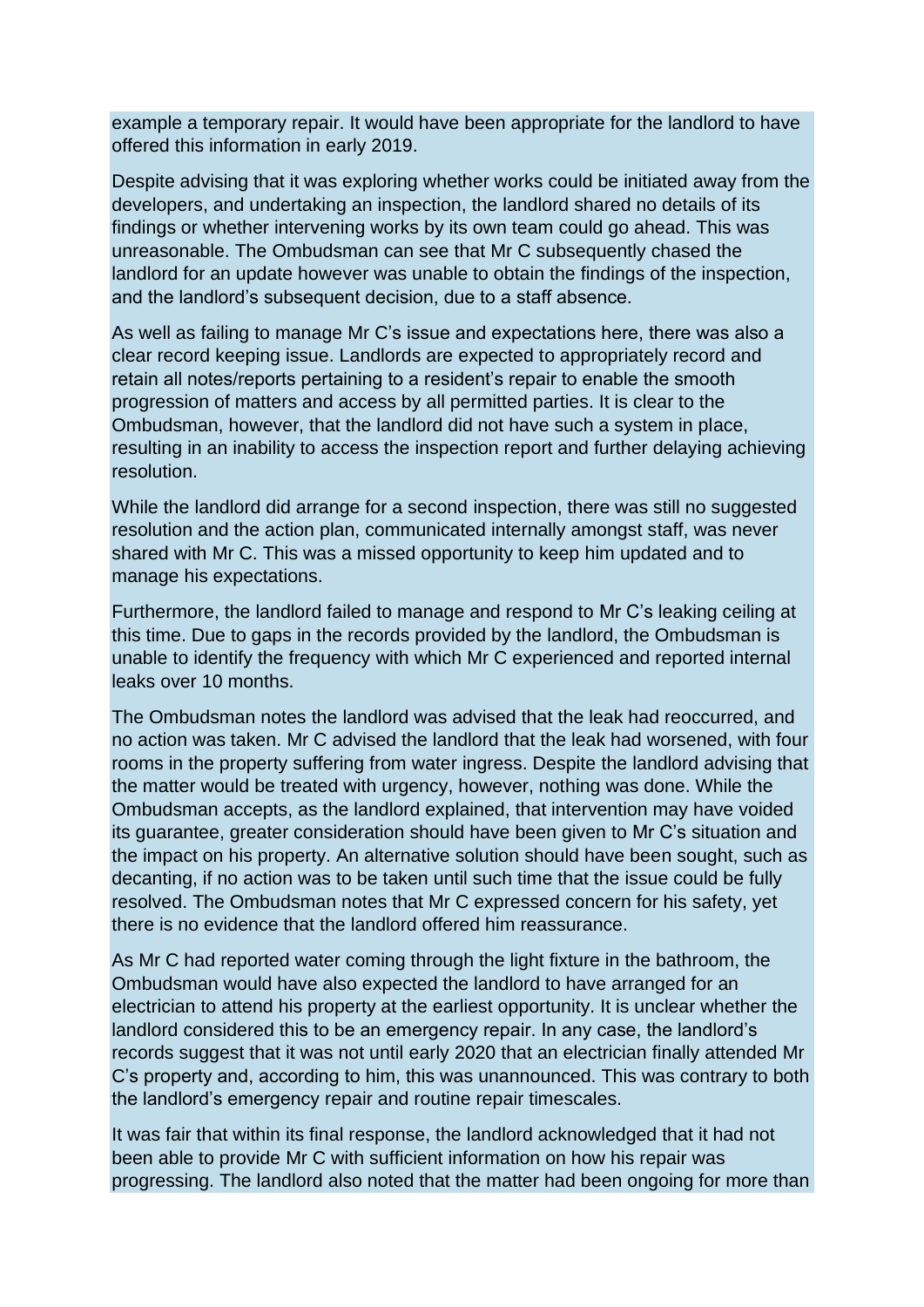example a temporary repair. It would have been appropriate for the landlord to have offered this information in early 2019.

Despite advising that it was exploring whether works could be initiated away from the developers, and undertaking an inspection, the landlord shared no details of its findings or whether intervening works by its own team could go ahead. This was unreasonable. The Ombudsman can see that Mr C subsequently chased the landlord for an update however was unable to obtain the findings of the inspection, and the landlord's subsequent decision, due to a staff absence.

As well as failing to manage Mr C's issue and expectations here, there was also a clear record keeping issue. Landlords are expected to appropriately record and retain all notes/reports pertaining to a resident's repair to enable the smooth progression of matters and access by all permitted parties. It is clear to the Ombudsman, however, that the landlord did not have such a system in place, resulting in an inability to access the inspection report and further delaying achieving resolution.

While the landlord did arrange for a second inspection, there was still no suggested resolution and the action plan, communicated internally amongst staff, was never shared with Mr C. This was a missed opportunity to keep him updated and to manage his expectations.

Furthermore, the landlord failed to manage and respond to Mr C's leaking ceiling at this time. Due to gaps in the records provided by the landlord, the Ombudsman is unable to identify the frequency with which Mr C experienced and reported internal leaks over 10 months.

The Ombudsman notes the landlord was advised that the leak had reoccurred, and no action was taken. Mr C advised the landlord that the leak had worsened, with four rooms in the property suffering from water ingress. Despite the landlord advising that the matter would be treated with urgency, however, nothing was done. While the Ombudsman accepts, as the landlord explained, that intervention may have voided its guarantee, greater consideration should have been given to Mr C's situation and the impact on his property. An alternative solution should have been sought, such as decanting, if no action was to be taken until such time that the issue could be fully resolved. The Ombudsman notes that Mr C expressed concern for his safety, yet there is no evidence that the landlord offered him reassurance.

As Mr C had reported water coming through the light fixture in the bathroom, the Ombudsman would have also expected the landlord to have arranged for an electrician to attend his property at the earliest opportunity. It is unclear whether the landlord considered this to be an emergency repair. In any case, the landlord's records suggest that it was not until early 2020 that an electrician finally attended Mr C's property and, according to him, this was unannounced. This was contrary to both the landlord's emergency repair and routine repair timescales.

It was fair that within its final response, the landlord acknowledged that it had not been able to provide Mr C with sufficient information on how his repair was progressing. The landlord also noted that the matter had been ongoing for more than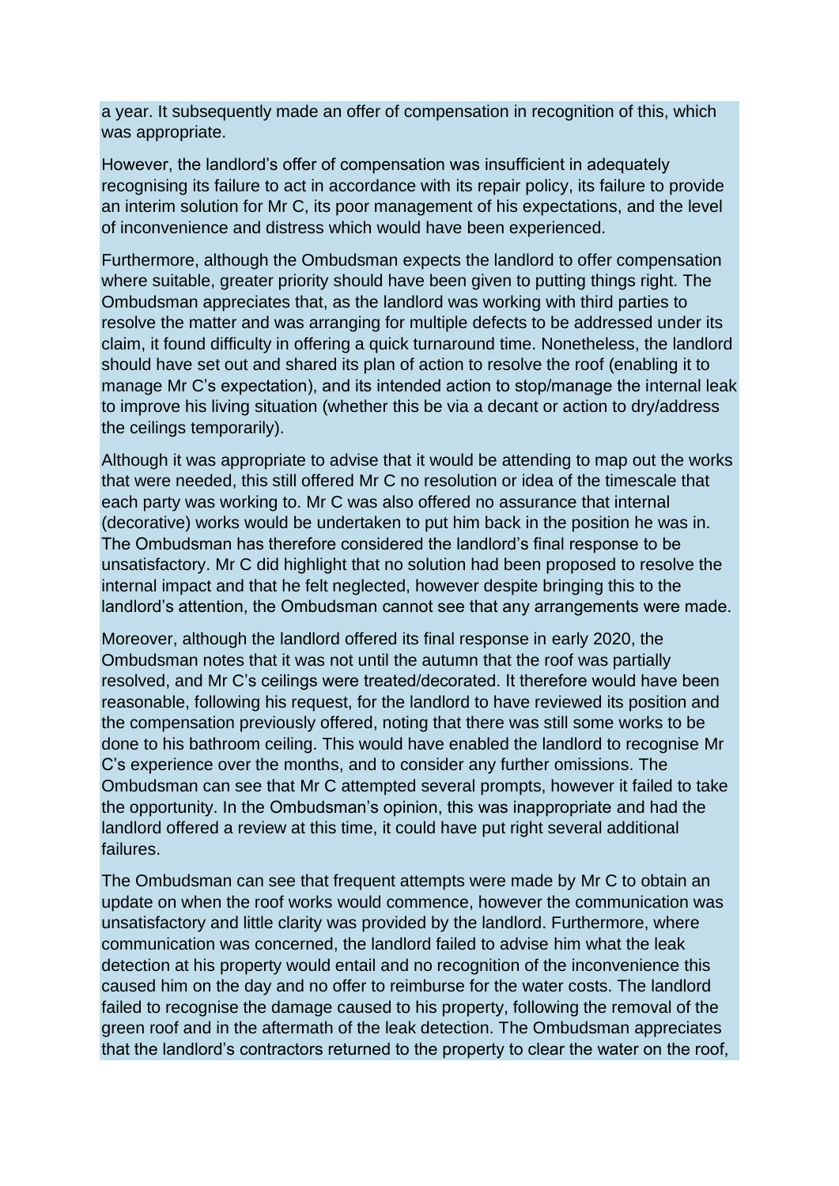a year. It subsequently made an offer of compensation in recognition of this, which was appropriate.

However, the landlord's offer of compensation was insufficient in adequately recognising its failure to act in accordance with its repair policy, its failure to provide an interim solution for Mr C, its poor management of his expectations, and the level of inconvenience and distress which would have been experienced.

Furthermore, although the Ombudsman expects the landlord to offer compensation where suitable, greater priority should have been given to putting things right. The Ombudsman appreciates that, as the landlord was working with third parties to resolve the matter and was arranging for multiple defects to be addressed under its claim, it found difficulty in offering a quick turnaround time. Nonetheless, the landlord should have set out and shared its plan of action to resolve the roof (enabling it to manage Mr C's expectation), and its intended action to stop/manage the internal leak to improve his living situation (whether this be via a decant or action to dry/address the ceilings temporarily).

Although it was appropriate to advise that it would be attending to map out the works that were needed, this still offered Mr C no resolution or idea of the timescale that each party was working to. Mr C was also offered no assurance that internal (decorative) works would be undertaken to put him back in the position he was in. The Ombudsman has therefore considered the landlord's final response to be unsatisfactory. Mr C did highlight that no solution had been proposed to resolve the internal impact and that he felt neglected, however despite bringing this to the landlord's attention, the Ombudsman cannot see that any arrangements were made.

Moreover, although the landlord offered its final response in early 2020, the Ombudsman notes that it was not until the autumn that the roof was partially resolved, and Mr C's ceilings were treated/decorated. It therefore would have been reasonable, following his request, for the landlord to have reviewed its position and the compensation previously offered, noting that there was still some works to be done to his bathroom ceiling. This would have enabled the landlord to recognise Mr C's experience over the months, and to consider any further omissions. The Ombudsman can see that Mr C attempted several prompts, however it failed to take the opportunity. In the Ombudsman's opinion, this was inappropriate and had the landlord offered a review at this time, it could have put right several additional failures.

The Ombudsman can see that frequent attempts were made by Mr C to obtain an update on when the roof works would commence, however the communication was unsatisfactory and little clarity was provided by the landlord. Furthermore, where communication was concerned, the landlord failed to advise him what the leak detection at his property would entail and no recognition of the inconvenience this caused him on the day and no offer to reimburse for the water costs. The landlord failed to recognise the damage caused to his property, following the removal of the green roof and in the aftermath of the leak detection. The Ombudsman appreciates that the landlord's contractors returned to the property to clear the water on the roof,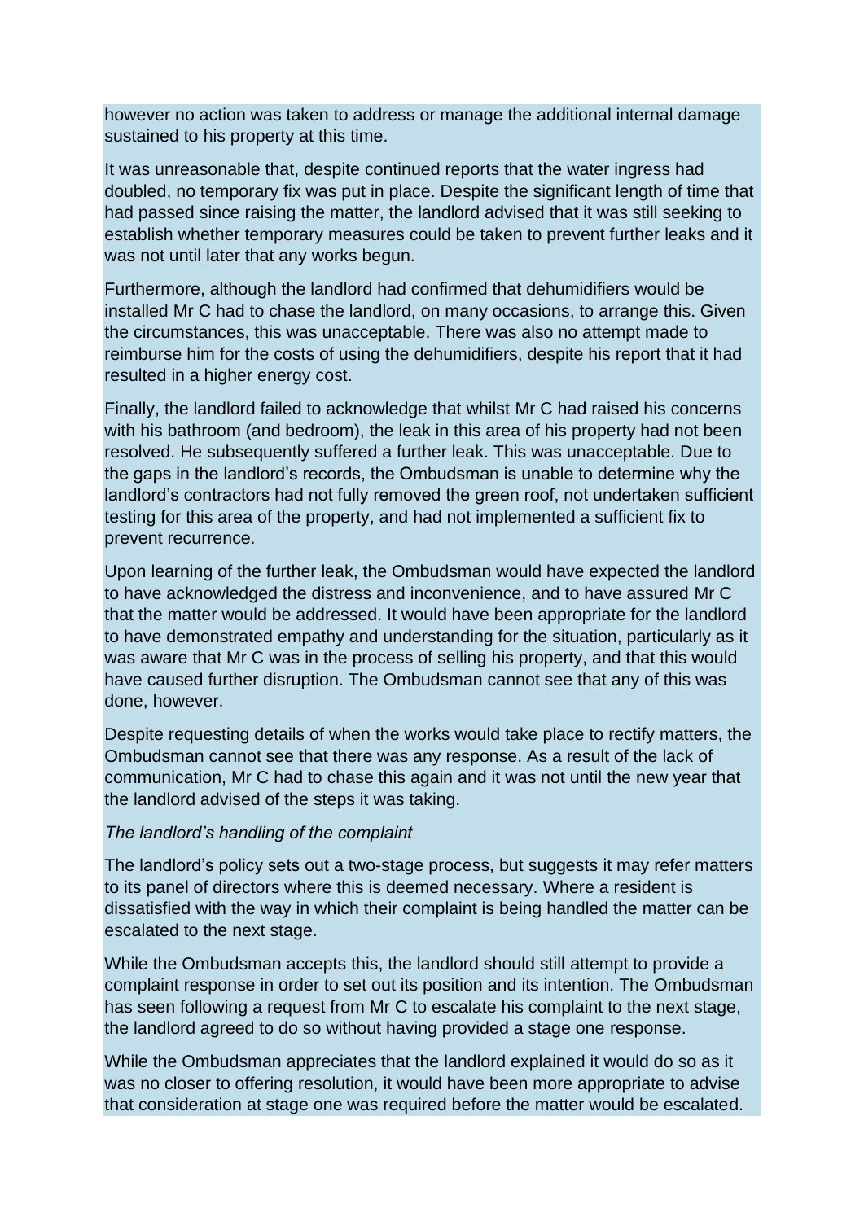however no action was taken to address or manage the additional internal damage sustained to his property at this time.

It was unreasonable that, despite continued reports that the water ingress had doubled, no temporary fix was put in place. Despite the significant length of time that had passed since raising the matter, the landlord advised that it was still seeking to establish whether temporary measures could be taken to prevent further leaks and it was not until later that any works begun.

Furthermore, although the landlord had confirmed that dehumidifiers would be installed Mr C had to chase the landlord, on many occasions, to arrange this. Given the circumstances, this was unacceptable. There was also no attempt made to reimburse him for the costs of using the dehumidifiers, despite his report that it had resulted in a higher energy cost.

Finally, the landlord failed to acknowledge that whilst Mr C had raised his concerns with his bathroom (and bedroom), the leak in this area of his property had not been resolved. He subsequently suffered a further leak. This was unacceptable. Due to the gaps in the landlord's records, the Ombudsman is unable to determine why the landlord's contractors had not fully removed the green roof, not undertaken sufficient testing for this area of the property, and had not implemented a sufficient fix to prevent recurrence.

Upon learning of the further leak, the Ombudsman would have expected the landlord to have acknowledged the distress and inconvenience, and to have assured Mr C that the matter would be addressed. It would have been appropriate for the landlord to have demonstrated empathy and understanding for the situation, particularly as it was aware that Mr C was in the process of selling his property, and that this would have caused further disruption. The Ombudsman cannot see that any of this was done, however.

Despite requesting details of when the works would take place to rectify matters, the Ombudsman cannot see that there was any response. As a result of the lack of communication, Mr C had to chase this again and it was not until the new year that the landlord advised of the steps it was taking.

*The landlord's handling of the complaint*

The landlord's policy sets out a two-stage process, but suggests it may refer matters to its panel of directors where this is deemed necessary. Where a resident is dissatisfied with the way in which their complaint is being handled the matter can be escalated to the next stage.

While the Ombudsman accepts this, the landlord should still attempt to provide a complaint response in order to set out its position and its intention. The Ombudsman has seen following a request from Mr C to escalate his complaint to the next stage, the landlord agreed to do so without having provided a stage one response.

While the Ombudsman appreciates that the landlord explained it would do so as it was no closer to offering resolution, it would have been more appropriate to advise that consideration at stage one was required before the matter would be escalated.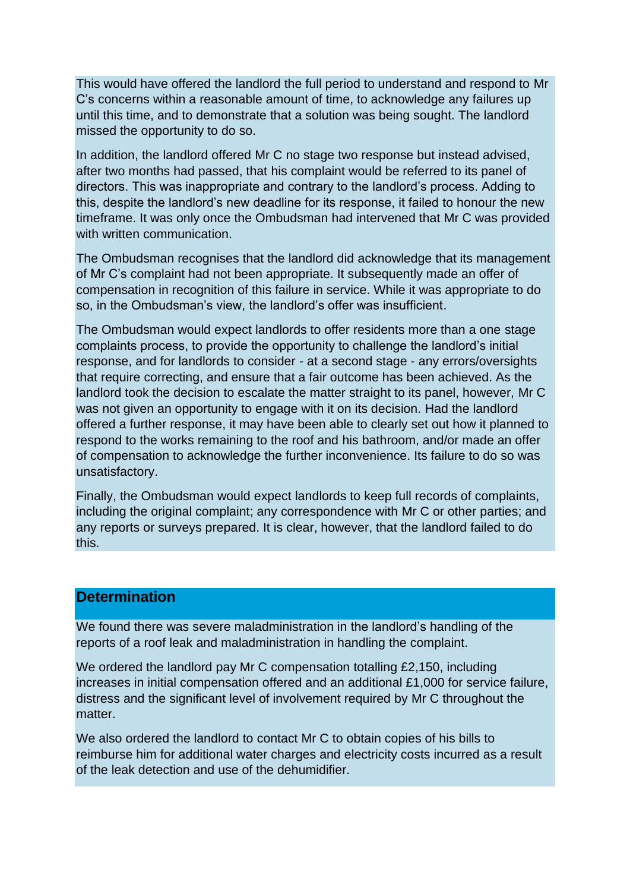This would have offered the landlord the full period to understand and respond to Mr C's concerns within a reasonable amount of time, to acknowledge any failures up until this time, and to demonstrate that a solution was being sought. The landlord missed the opportunity to do so.

In addition, the landlord offered Mr C no stage two response but instead advised, after two months had passed, that his complaint would be referred to its panel of directors. This was inappropriate and contrary to the landlord's process. Adding to this, despite the landlord's new deadline for its response, it failed to honour the new timeframe. It was only once the Ombudsman had intervened that Mr C was provided with written communication.

The Ombudsman recognises that the landlord did acknowledge that its management of Mr C's complaint had not been appropriate. It subsequently made an offer of compensation in recognition of this failure in service. While it was appropriate to do so, in the Ombudsman's view, the landlord's offer was insufficient.

The Ombudsman would expect landlords to offer residents more than a one stage complaints process, to provide the opportunity to challenge the landlord's initial response, and for landlords to consider - at a second stage - any errors/oversights that require correcting, and ensure that a fair outcome has been achieved. As the landlord took the decision to escalate the matter straight to its panel, however, Mr C was not given an opportunity to engage with it on its decision. Had the landlord offered a further response, it may have been able to clearly set out how it planned to respond to the works remaining to the roof and his bathroom, and/or made an offer of compensation to acknowledge the further inconvenience. Its failure to do so was unsatisfactory.

Finally, the Ombudsman would expect landlords to keep full records of complaints, including the original complaint; any correspondence with Mr C or other parties; and any reports or surveys prepared. It is clear, however, that the landlord failed to do this.

## Determination

We found there was severe maladministration in the landlord's handling of the reports of a roof leak and maladministration in handling the complaint.

We ordered the landlord pay Mr C compensation totalling £2,150, including increases in initial compensation offered and an additional £1,000 for service failure, distress and the significant level of involvement required by Mr C throughout the matter.

We also ordered the landlord to contact Mr C to obtain copies of his bills to reimburse him for additional water charges and electricity costs incurred as a result of the leak detection and use of the dehumidifier.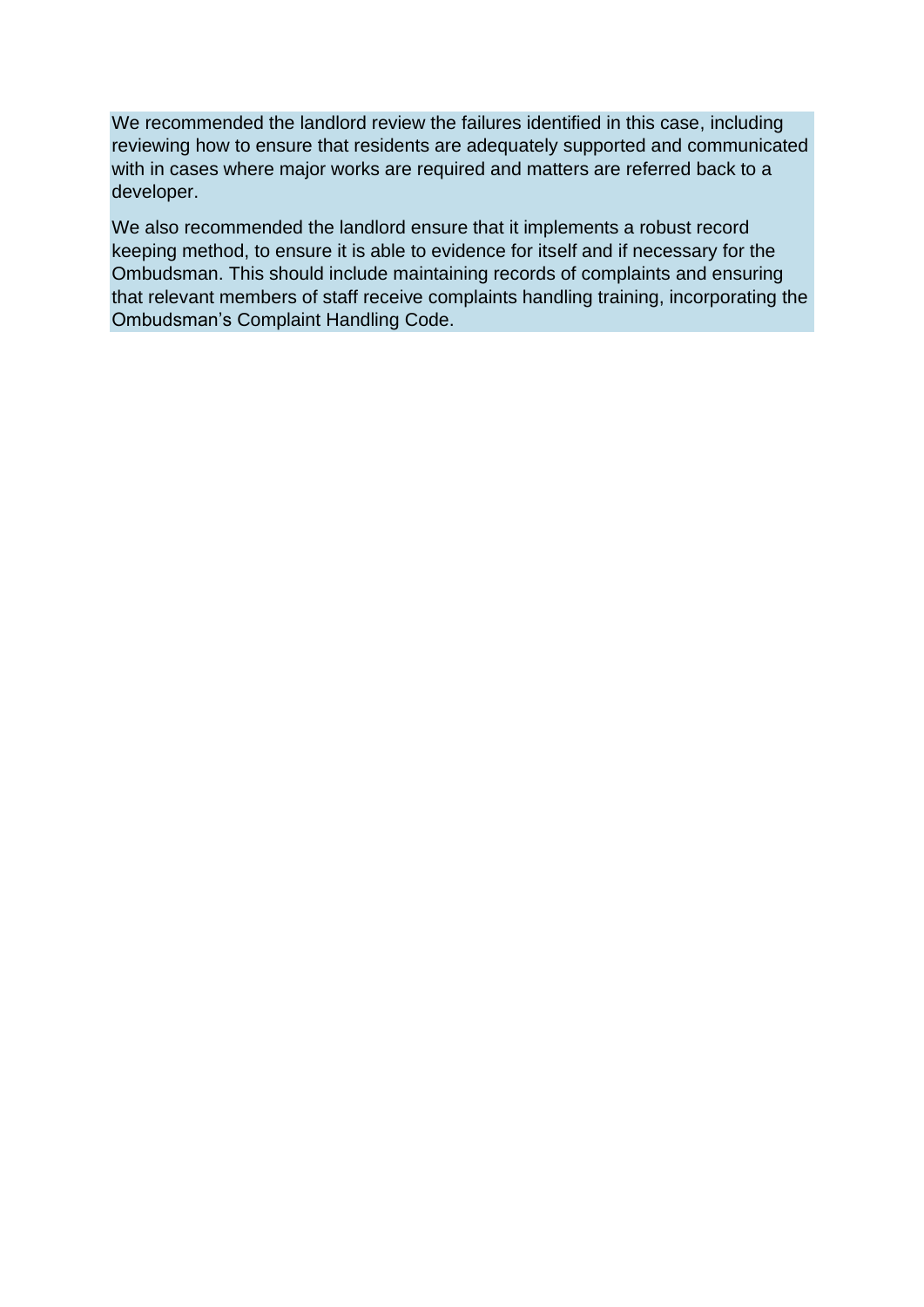We recommended the landlord review the failures identified in this case, including reviewing how to ensure that residents are adequately supported and communicated with in cases where major works are required and matters are referred back to a developer.

We also recommended the landlord ensure that it implements a robust record keeping method, to ensure it is able to evidence for itself and if necessary for the Ombudsman. This should include maintaining records of complaints and ensuring that relevant members of staff receive complaints handling training, incorporating the Ombudsman's Complaint Handling Code.